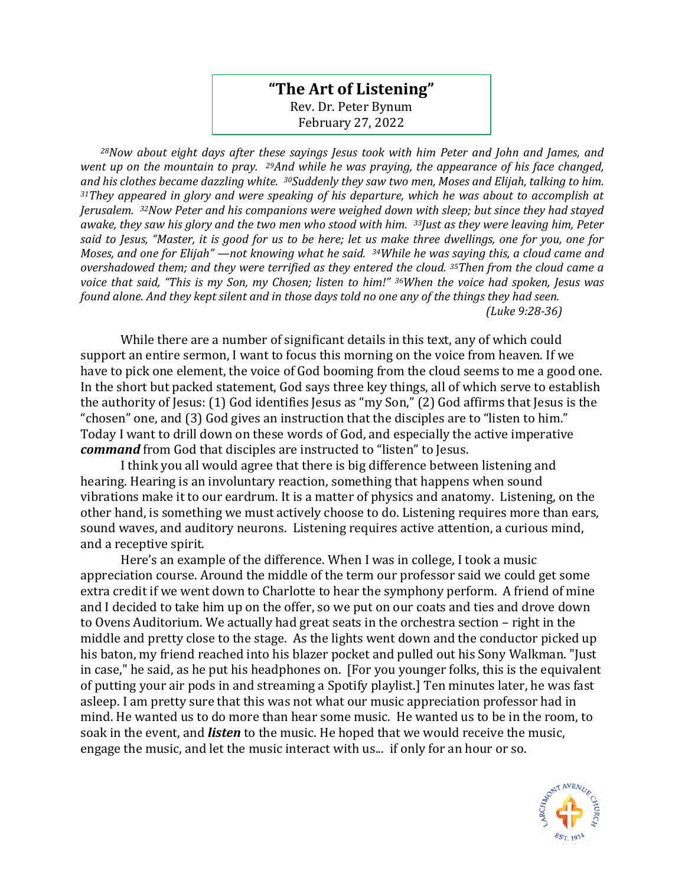# "The Art of Listening"

Rev. Dr. Peter Bynum
February 27, 2022

*[28]Now about eight days after these sayings Jesus took with him Peter and John and James, and went up on the mountain to pray. [29]And while he was praying, the appearance of his face changed, and his clothes became dazzling white. [30]Suddenly they saw two men, Moses and Elijah, talking to him. [31]They appeared in glory and were speaking of his departure, which he was about to accomplish at Jerusalem. [32]Now Peter and his companions were weighed down with sleep; but since they had stayed awake, they saw his glory and the two men who stood with him. [33]Just as they were leaving him, Peter said to Jesus, "Master, it is good for us to be here; let us make three dwellings, one for you, one for Moses, and one for Elijah" —not knowing what he said. [34]While he was saying this, a cloud came and overshadowed them; and they were terrified as they entered the cloud. [35]Then from the cloud came a voice that said, "This is my Son, my Chosen; listen to him!" [36]When the voice had spoken, Jesus was found alone. And they kept silent and in those days told no one any of the things they had seen.*

*(Luke 9:28-36)*

While there are a number of significant details in this text, any of which could support an entire sermon, I want to focus this morning on the voice from heaven. If we have to pick one element, the voice of God booming from the cloud seems to me a good one. In the short but packed statement, God says three key things, all of which serve to establish the authority of Jesus: (1) God identifies Jesus as "my Son," (2) God affirms that Jesus is the "chosen" one, and (3) God gives an instruction that the disciples are to "listen to him." Today I want to drill down on these words of God, and especially the active imperative ***command*** from God that disciples are instructed to "listen" to Jesus.

I think you all would agree that there is big difference between listening and hearing. Hearing is an involuntary reaction, something that happens when sound vibrations make it to our eardrum. It is a matter of physics and anatomy. Listening, on the other hand, is something we must actively choose to do. Listening requires more than ears, sound waves, and auditory neurons. Listening requires active attention, a curious mind, and a receptive spirit.

Here's an example of the difference. When I was in college, I took a music appreciation course. Around the middle of the term our professor said we could get some extra credit if we went down to Charlotte to hear the symphony perform. A friend of mine and I decided to take him up on the offer, so we put on our coats and ties and drove down to Ovens Auditorium. We actually had great seats in the orchestra section – right in the middle and pretty close to the stage. As the lights went down and the conductor picked up his baton, my friend reached into his blazer pocket and pulled out his Sony Walkman. "Just in case," he said, as he put his headphones on. [For you younger folks, this is the equivalent of putting your air pods in and streaming a Spotify playlist.] Ten minutes later, he was fast asleep. I am pretty sure that this was not what our music appreciation professor had in mind. He wanted us to do more than hear some music. He wanted us to be in the room, to soak in the event, and ***listen*** to the music. He hoped that we would receive the music, engage the music, and let the music interact with us... if only for an hour or so.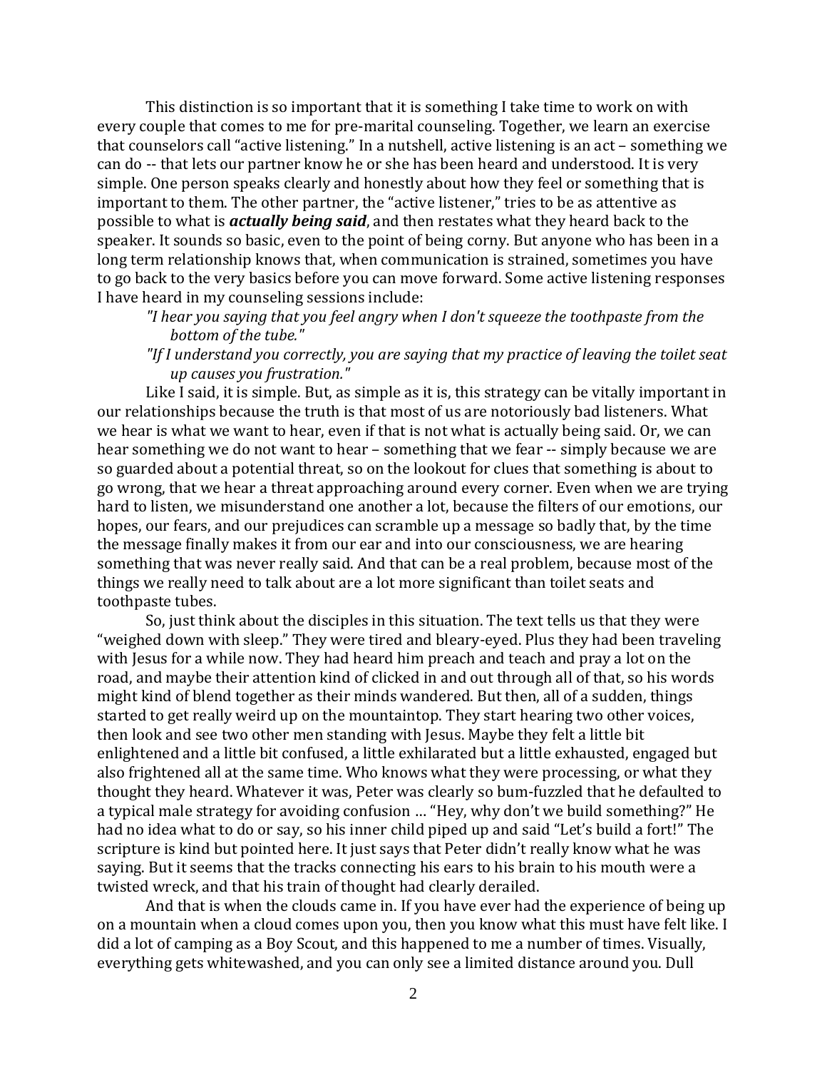This distinction is so important that it is something I take time to work on with every couple that comes to me for pre-marital counseling. Together, we learn an exercise that counselors call "active listening." In a nutshell, active listening is an act – something we can do -- that lets our partner know he or she has been heard and understood. It is very simple. One person speaks clearly and honestly about how they feel or something that is important to them. The other partner, the "active listener," tries to be as attentive as possible to what is ***actually being said***, and then restates what they heard back to the speaker. It sounds so basic, even to the point of being corny. But anyone who has been in a long term relationship knows that, when communication is strained, sometimes you have to go back to the very basics before you can move forward. Some active listening responses I have heard in my counseling sessions include:

*"I hear you saying that you feel angry when I don't squeeze the toothpaste from the bottom of the tube."*

*"If I understand you correctly, you are saying that my practice of leaving the toilet seat up causes you frustration."*

Like I said, it is simple. But, as simple as it is, this strategy can be vitally important in our relationships because the truth is that most of us are notoriously bad listeners. What we hear is what we want to hear, even if that is not what is actually being said. Or, we can hear something we do not want to hear – something that we fear -- simply because we are so guarded about a potential threat, so on the lookout for clues that something is about to go wrong, that we hear a threat approaching around every corner. Even when we are trying hard to listen, we misunderstand one another a lot, because the filters of our emotions, our hopes, our fears, and our prejudices can scramble up a message so badly that, by the time the message finally makes it from our ear and into our consciousness, we are hearing something that was never really said. And that can be a real problem, because most of the things we really need to talk about are a lot more significant than toilet seats and toothpaste tubes.

So, just think about the disciples in this situation. The text tells us that they were "weighed down with sleep." They were tired and bleary-eyed. Plus they had been traveling with Jesus for a while now. They had heard him preach and teach and pray a lot on the road, and maybe their attention kind of clicked in and out through all of that, so his words might kind of blend together as their minds wandered. But then, all of a sudden, things started to get really weird up on the mountaintop. They start hearing two other voices, then look and see two other men standing with Jesus. Maybe they felt a little bit enlightened and a little bit confused, a little exhilarated but a little exhausted, engaged but also frightened all at the same time. Who knows what they were processing, or what they thought they heard. Whatever it was, Peter was clearly so bum-fuzzled that he defaulted to a typical male strategy for avoiding confusion … "Hey, why don't we build something?" He had no idea what to do or say, so his inner child piped up and said "Let's build a fort!" The scripture is kind but pointed here. It just says that Peter didn't really know what he was saying. But it seems that the tracks connecting his ears to his brain to his mouth were a twisted wreck, and that his train of thought had clearly derailed.

And that is when the clouds came in. If you have ever had the experience of being up on a mountain when a cloud comes upon you, then you know what this must have felt like. I did a lot of camping as a Boy Scout, and this happened to me a number of times. Visually, everything gets whitewashed, and you can only see a limited distance around you. Dull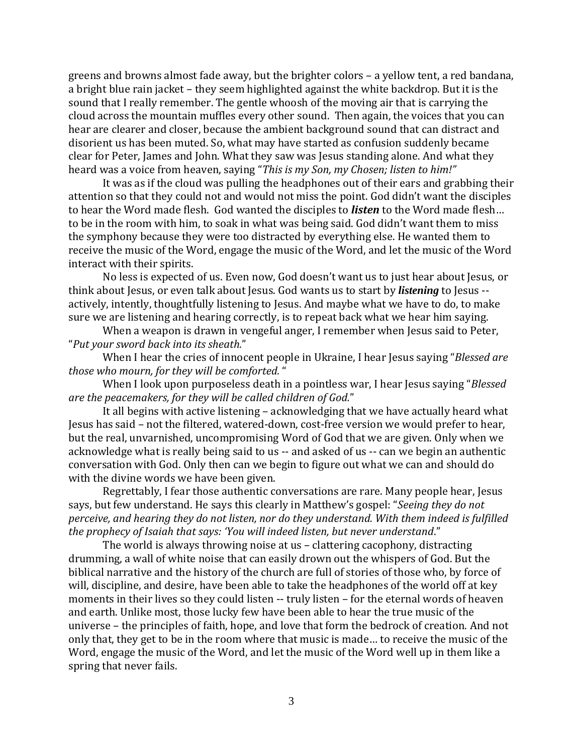greens and browns almost fade away, but the brighter colors – a yellow tent, a red bandana, a bright blue rain jacket – they seem highlighted against the white backdrop. But it is the sound that I really remember. The gentle whoosh of the moving air that is carrying the cloud across the mountain muffles every other sound. Then again, the voices that you can hear are clearer and closer, because the ambient background sound that can distract and disorient us has been muted. So, what may have started as confusion suddenly became clear for Peter, James and John. What they saw was Jesus standing alone. And what they heard was a voice from heaven, saying "*This is my Son, my Chosen; listen to him!*"

It was as if the cloud was pulling the headphones out of their ears and grabbing their attention so that they could not and would not miss the point. God didn't want the disciples to hear the Word made flesh. God wanted the disciples to ***listen*** to the Word made flesh… to be in the room with him, to soak in what was being said. God didn't want them to miss the symphony because they were too distracted by everything else. He wanted them to receive the music of the Word, engage the music of the Word, and let the music of the Word interact with their spirits.

No less is expected of us. Even now, God doesn't want us to just hear about Jesus, or think about Jesus, or even talk about Jesus. God wants us to start by ***listening*** to Jesus -- actively, intently, thoughtfully listening to Jesus. And maybe what we have to do, to make sure we are listening and hearing correctly, is to repeat back what we hear him saying.

When a weapon is drawn in vengeful anger, I remember when Jesus said to Peter, "*Put your sword back into its sheath.*"

When I hear the cries of innocent people in Ukraine, I hear Jesus saying "*Blessed are those who mourn, for they will be comforted.* "

When I look upon purposeless death in a pointless war, I hear Jesus saying "*Blessed are the peacemakers, for they will be called children of God.*"

It all begins with active listening – acknowledging that we have actually heard what Jesus has said – not the filtered, watered-down, cost-free version we would prefer to hear, but the real, unvarnished, uncompromising Word of God that we are given. Only when we acknowledge what is really being said to us -- and asked of us -- can we begin an authentic conversation with God. Only then can we begin to figure out what we can and should do with the divine words we have been given.

Regrettably, I fear those authentic conversations are rare. Many people hear, Jesus says, but few understand. He says this clearly in Matthew's gospel: "*Seeing they do not perceive, and hearing they do not listen, nor do they understand. With them indeed is fulfilled the prophecy of Isaiah that says: 'You will indeed listen, but never understand*."

The world is always throwing noise at us – clattering cacophony, distracting drumming, a wall of white noise that can easily drown out the whispers of God. But the biblical narrative and the history of the church are full of stories of those who, by force of will, discipline, and desire, have been able to take the headphones of the world off at key moments in their lives so they could listen -- truly listen – for the eternal words of heaven and earth. Unlike most, those lucky few have been able to hear the true music of the universe – the principles of faith, hope, and love that form the bedrock of creation. And not only that, they get to be in the room where that music is made… to receive the music of the Word, engage the music of the Word, and let the music of the Word well up in them like a spring that never fails.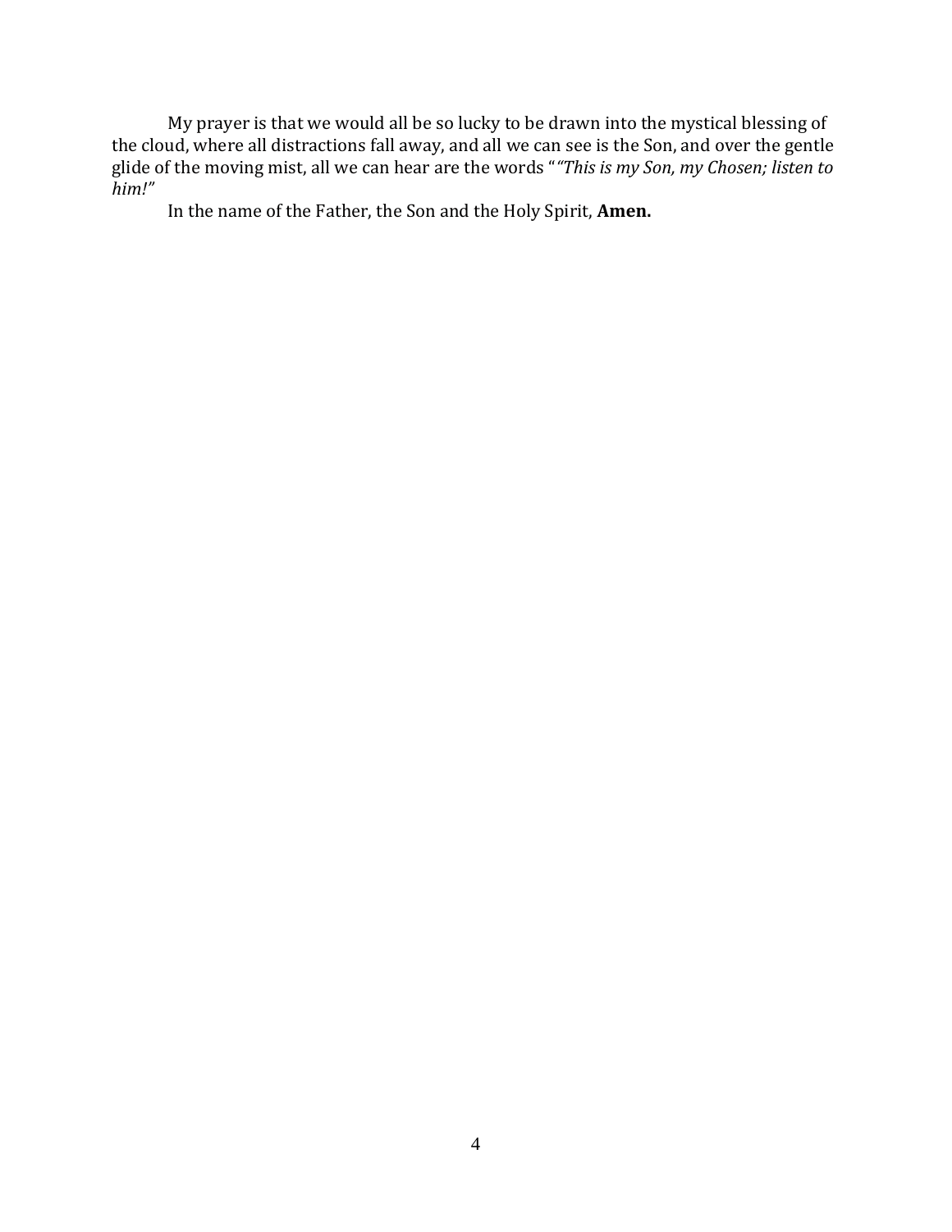My prayer is that we would all be so lucky to be drawn into the mystical blessing of the cloud, where all distractions fall away, and all we can see is the Son, and over the gentle glide of the moving mist, all we can hear are the words "*"This is my Son, my Chosen; listen to him!*"

In the name of the Father, the Son and the Holy Spirit, **Amen.**